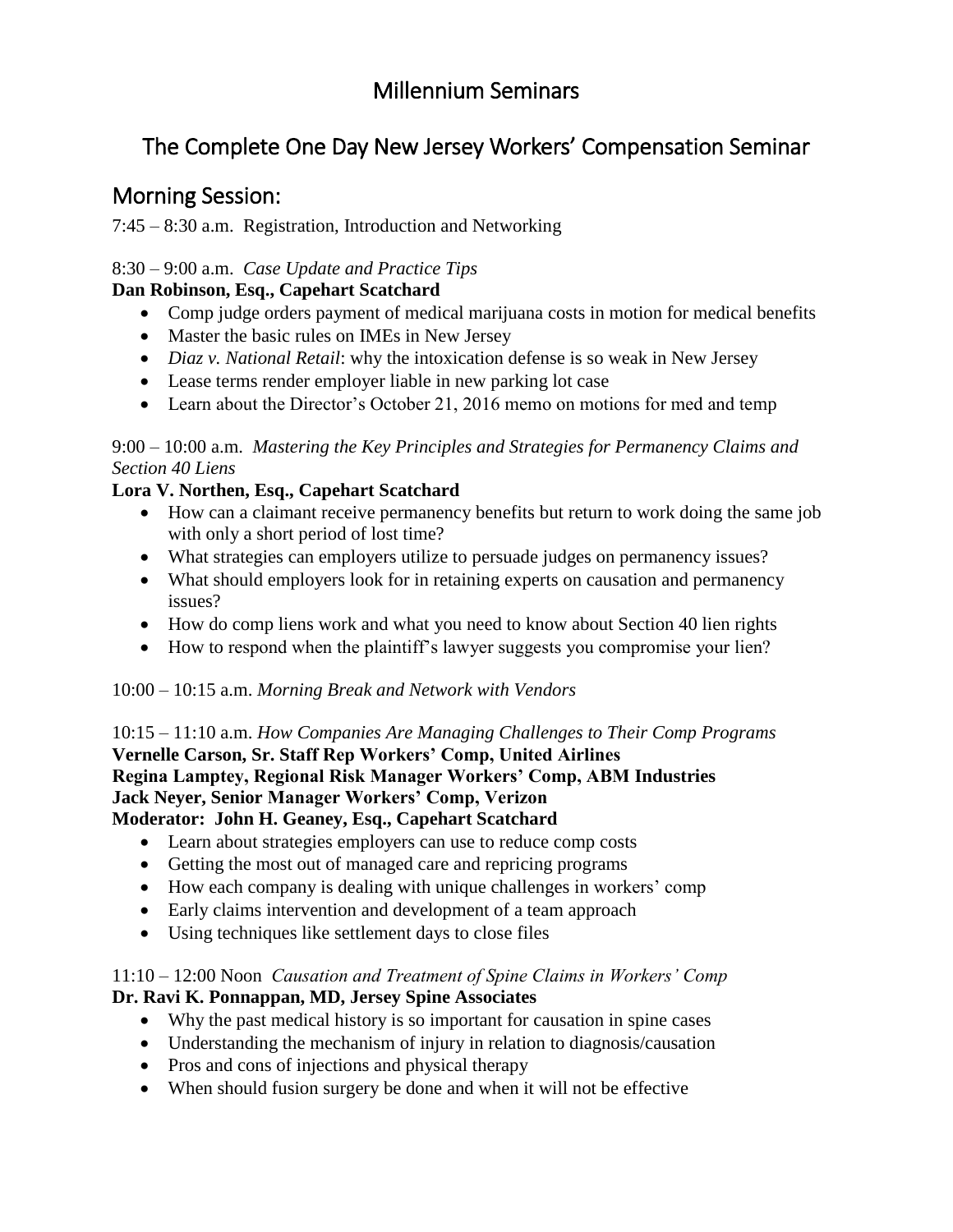# Millennium Seminars

## The Complete One Day New Jersey Workers' Compensation Seminar

## Morning Session:

7:45 – 8:30 a.m. Registration, Introduction and Networking

8:30 – 9:00 a.m. *Case Update and Practice Tips*

**Dan Robinson, Esq., Capehart Scatchard**

- Comp judge orders payment of medical marijuana costs in motion for medical benefits
- Master the basic rules on IMEs in New Jersey
- *Diaz v. National Retail*: why the intoxication defense is so weak in New Jersey
- Lease terms render employer liable in new parking lot case
- Learn about the Director's October 21, 2016 memo on motions for med and temp

9:00 – 10:00 a.m. *Mastering the Key Principles and Strategies for Permanency Claims and Section 40 Liens*

**Lora V. Northen, Esq., Capehart Scatchard**

- How can a claimant receive permanency benefits but return to work doing the same job with only a short period of lost time?
- What strategies can employers utilize to persuade judges on permanency issues?
- What should employers look for in retaining experts on causation and permanency issues?
- How do comp liens work and what you need to know about Section 40 lien rights
- How to respond when the plaintiff's lawyer suggests you compromise your lien?

10:00 – 10:15 a.m. *Morning Break and Network with Vendors*

10:15 – 11:10 a.m. *How Companies Are Managing Challenges to Their Comp Programs*

**Vernelle Carson, Sr. Staff Rep Workers' Comp, United Airlines**
**Regina Lamptey, Regional Risk Manager Workers' Comp, ABM Industries**
**Jack Neyer, Senior Manager Workers' Comp, Verizon**
**Moderator: John H. Geaney, Esq., Capehart Scatchard**

- Learn about strategies employers can use to reduce comp costs
- Getting the most out of managed care and repricing programs
- How each company is dealing with unique challenges in workers' comp
- Early claims intervention and development of a team approach
- Using techniques like settlement days to close files

11:10 – 12:00 Noon *Causation and Treatment of Spine Claims in Workers' Comp*

**Dr. Ravi K. Ponnappan, MD, Jersey Spine Associates**

- Why the past medical history is so important for causation in spine cases
- Understanding the mechanism of injury in relation to diagnosis/causation
- Pros and cons of injections and physical therapy
- When should fusion surgery be done and when it will not be effective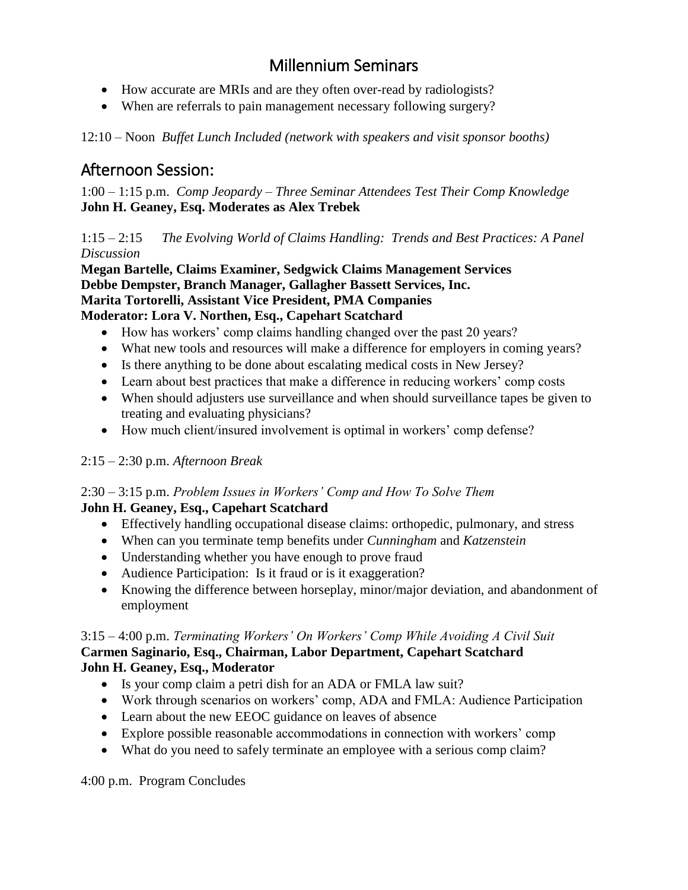- How accurate are MRIs and are they often over-read by radiologists?
- When are referrals to pain management necessary following surgery?

12:10 – Noon *Buffet Lunch Included (network with speakers and visit sponsor booths)*

## Afternoon Session:

1:00 – 1:15 p.m. *Comp Jeopardy – Three Seminar Attendees Test Their Comp Knowledge*
**John H. Geaney, Esq. Moderates as Alex Trebek**

1:15 – 2:15 *The Evolving World of Claims Handling: Trends and Best Practices: A Panel Discussion*
**Megan Bartelle, Claims Examiner, Sedgwick Claims Management Services**
**Debbe Dempster, Branch Manager, Gallagher Bassett Services, Inc.**
**Marita Tortorelli, Assistant Vice President, PMA Companies**
**Moderator: Lora V. Northen, Esq., Capehart Scatchard**

- How has workers' comp claims handling changed over the past 20 years?
- What new tools and resources will make a difference for employers in coming years?
- Is there anything to be done about escalating medical costs in New Jersey?
- Learn about best practices that make a difference in reducing workers' comp costs
- When should adjusters use surveillance and when should surveillance tapes be given to treating and evaluating physicians?
- How much client/insured involvement is optimal in workers' comp defense?

2:15 – 2:30 p.m. *Afternoon Break*

2:30 – 3:15 p.m. *Problem Issues in Workers' Comp and How To Solve Them*
**John H. Geaney, Esq., Capehart Scatchard**

- Effectively handling occupational disease claims: orthopedic, pulmonary, and stress
- When can you terminate temp benefits under *Cunningham* and *Katzenstein*
- Understanding whether you have enough to prove fraud
- Audience Participation: Is it fraud or is it exaggeration?
- Knowing the difference between horseplay, minor/major deviation, and abandonment of employment

3:15 – 4:00 p.m. *Terminating Workers' On Workers' Comp While Avoiding A Civil Suit*
**Carmen Saginario, Esq., Chairman, Labor Department, Capehart Scatchard**
**John H. Geaney, Esq., Moderator**

- Is your comp claim a petri dish for an ADA or FMLA law suit?
- Work through scenarios on workers' comp, ADA and FMLA: Audience Participation
- Learn about the new EEOC guidance on leaves of absence
- Explore possible reasonable accommodations in connection with workers' comp
- What do you need to safely terminate an employee with a serious comp claim?

4:00 p.m. Program Concludes